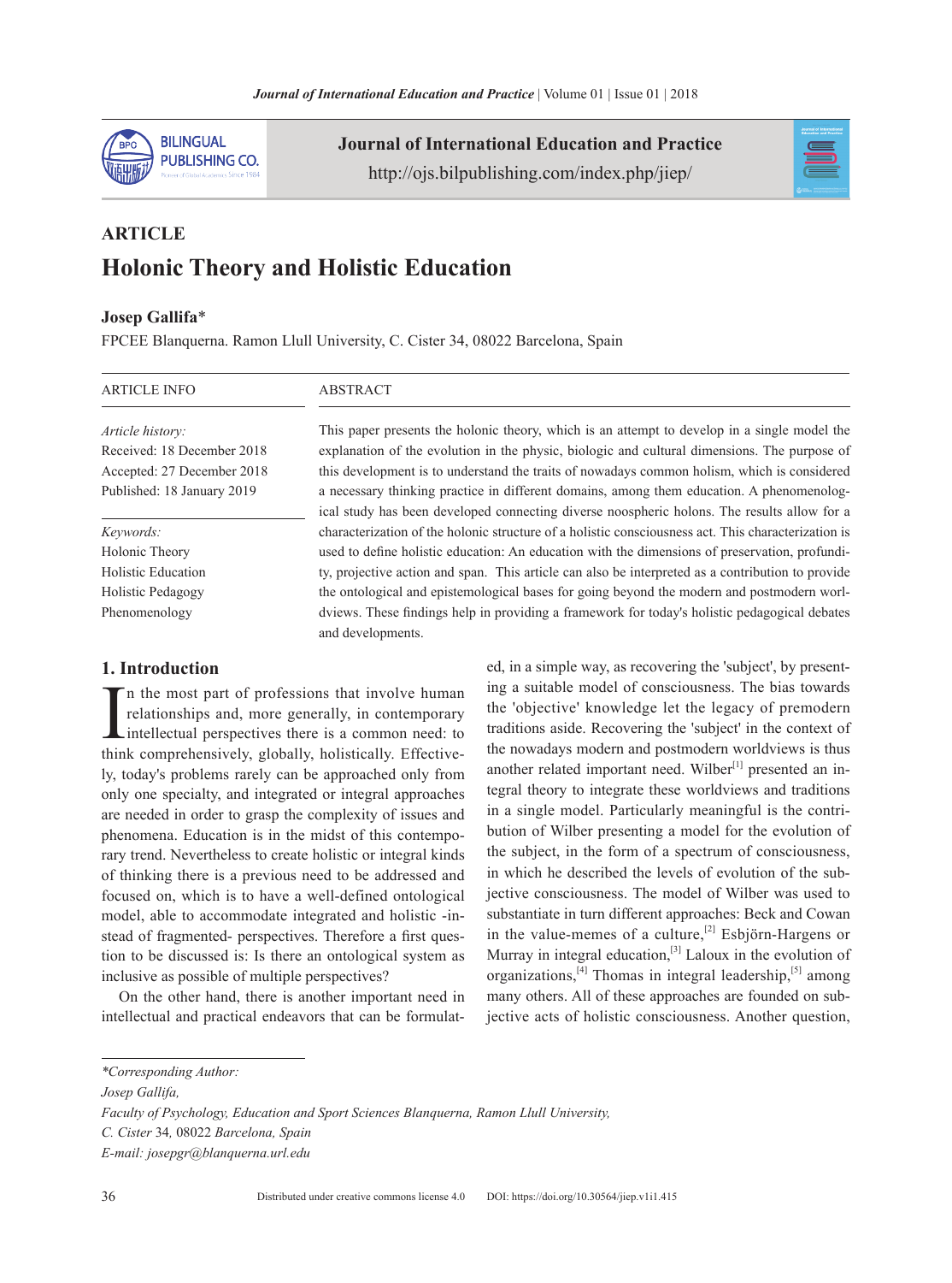ARTICLE

# Holonic Theory and Holistic Education

**Josep Gallifa***

FPCEE Blanquerna. Ramon Llull University, C. Cister 34, 08022 Barcelona, Spain

**ARTICLE INFO**

*Article history:*
Received: 18 December 2018
Accepted: 27 December 2018
Published: 18 January 2019

*Keywords:*
Holonic Theory
Holistic Education
Holistic Pedagogy
Phenomenology

**ABSTRACT**

This paper presents the holonic theory, which is an attempt to develop in a single model the explanation of the evolution in the physic, biologic and cultural dimensions. The purpose of this development is to understand the traits of nowadays common holism, which is considered a necessary thinking practice in different domains, among them education. A phenomenological study has been developed connecting diverse noospheric holons. The results allow for a characterization of the holonic structure of a holistic consciousness act. This characterization is used to define holistic education: An education with the dimensions of preservation, profundity, projective action and span. This article can also be interpreted as a contribution to provide the ontological and epistemological bases for going beyond the modern and postmodern worldviews. These findings help in providing a framework for today's holistic pedagogical debates and developments.

## 1. Introduction

In the most part of professions that involve human relationships and, more generally, in contemporary intellectual perspectives there is a common need: to think comprehensively, globally, holistically. Effectively, today's problems rarely can be approached only from only one specialty, and integrated or integral approaches are needed in order to grasp the complexity of issues and phenomena. Education is in the midst of this contemporary trend. Nevertheless to create holistic or integral kinds of thinking there is a previous need to be addressed and focused on, which is to have a well-defined ontological model, able to accommodate integrated and holistic -instead of fragmented- perspectives. Therefore a first question to be discussed is: Is there an ontological system as inclusive as possible of multiple perspectives?

On the other hand, there is another important need in intellectual and practical endeavors that can be formulated, in a simple way, as recovering the 'subject', by presenting a suitable model of consciousness. The bias towards the 'objective' knowledge let the legacy of premodern traditions aside. Recovering the 'subject' in the context of the nowadays modern and postmodern worldviews is thus another related important need. Wilber[1] presented an integral theory to integrate these worldviews and traditions in a single model. Particularly meaningful is the contribution of Wilber presenting a model for the evolution of the subject, in the form of a spectrum of consciousness, in which he described the levels of evolution of the subjective consciousness. The model of Wilber was used to substantiate in turn different approaches: Beck and Cowan in the value-memes of a culture,[2] Esbjörn-Hargens or Murray in integral education,[3] Laloux in the evolution of organizations,[4] Thomas in integral leadership,[5] among many others. All of these approaches are founded on subjective acts of holistic consciousness. Another question,

---

*\*Corresponding Author:*
*Josep Gallifa,*
*Faculty of Psychology, Education and Sport Sciences Blanquerna, Ramon Llull University,*
*C. Cister 34, 08022 Barcelona, Spain*
*E-mail: josepgr@blanquerna.url.edu*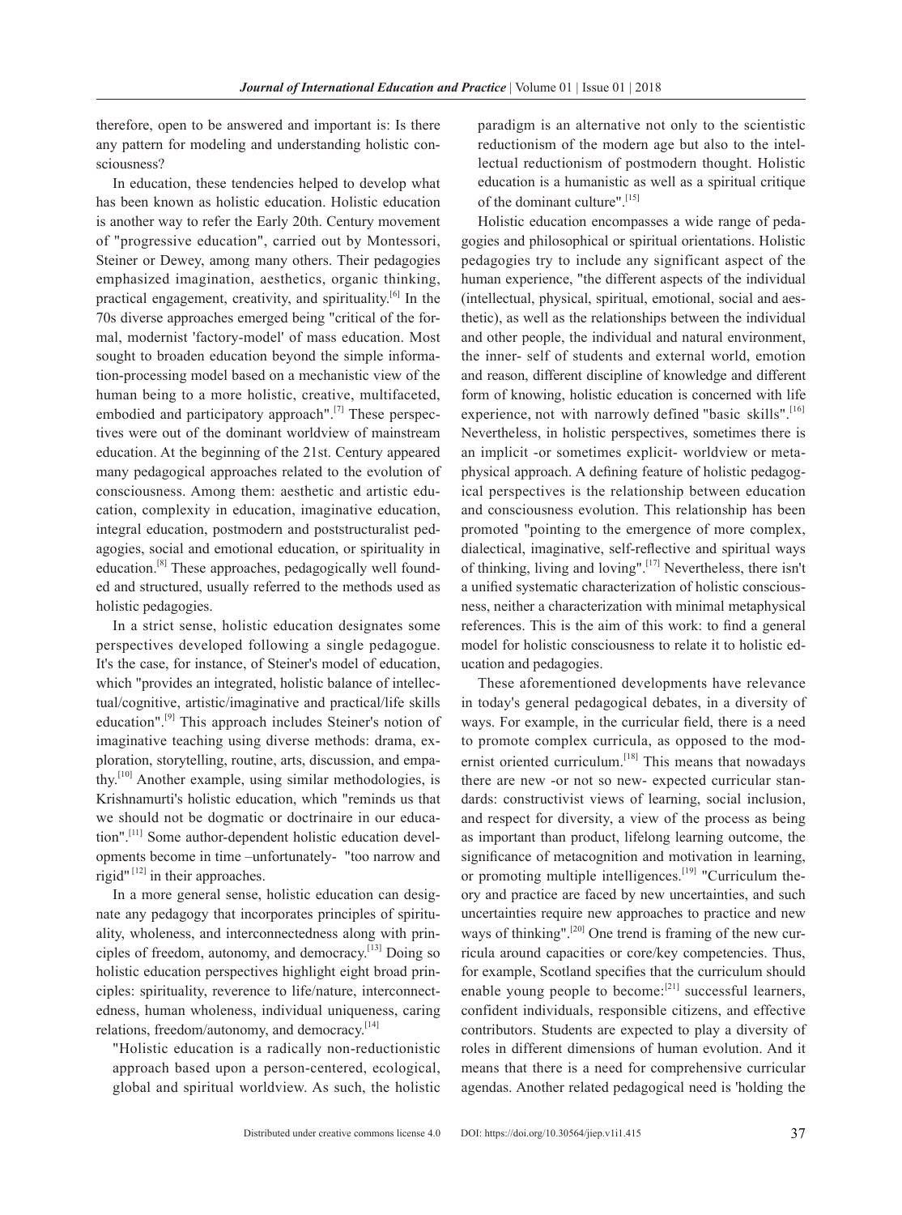therefore, open to be answered and important is: Is there any pattern for modeling and understanding holistic consciousness?

In education, these tendencies helped to develop what has been known as holistic education. Holistic education is another way to refer the Early 20th. Century movement of "progressive education", carried out by Montessori, Steiner or Dewey, among many others. Their pedagogies emphasized imagination, aesthetics, organic thinking, practical engagement, creativity, and spirituality.[6] In the 70s diverse approaches emerged being "critical of the formal, modernist 'factory-model' of mass education. Most sought to broaden education beyond the simple information-processing model based on a mechanistic view of the human being to a more holistic, creative, multifaceted, embodied and participatory approach".[7] These perspectives were out of the dominant worldview of mainstream education. At the beginning of the 21st. Century appeared many pedagogical approaches related to the evolution of consciousness. Among them: aesthetic and artistic education, complexity in education, imaginative education, integral education, postmodern and poststructuralist pedagogies, social and emotional education, or spirituality in education.[8] These approaches, pedagogically well founded and structured, usually referred to the methods used as holistic pedagogies.

In a strict sense, holistic education designates some perspectives developed following a single pedagogue. It's the case, for instance, of Steiner's model of education, which "provides an integrated, holistic balance of intellectual/cognitive, artistic/imaginative and practical/life skills education".[9] This approach includes Steiner's notion of imaginative teaching using diverse methods: drama, exploration, storytelling, routine, arts, discussion, and empathy.[10] Another example, using similar methodologies, is Krishnamurti's holistic education, which "reminds us that we should not be dogmatic or doctrinaire in our education".[11] Some author-dependent holistic education developments become in time –unfortunately- "too narrow and rigid" [12] in their approaches.

In a more general sense, holistic education can designate any pedagogy that incorporates principles of spirituality, wholeness, and interconnectedness along with principles of freedom, autonomy, and democracy.[13] Doing so holistic education perspectives highlight eight broad principles: spirituality, reverence to life/nature, interconnectedness, human wholeness, individual uniqueness, caring relations, freedom/autonomy, and democracy.[14]

> "Holistic education is a radically non-reductionistic approach based upon a person-centered, ecological, global and spiritual worldview. As such, the holistic paradigm is an alternative not only to the scientistic reductionism of the modern age but also to the intellectual reductionism of postmodern thought. Holistic education is a humanistic as well as a spiritual critique of the dominant culture".[15]

Holistic education encompasses a wide range of pedagogies and philosophical or spiritual orientations. Holistic pedagogies try to include any significant aspect of the human experience, "the different aspects of the individual (intellectual, physical, spiritual, emotional, social and aesthetic), as well as the relationships between the individual and other people, the individual and natural environment, the inner- self of students and external world, emotion and reason, different discipline of knowledge and different form of knowing, holistic education is concerned with life experience, not with narrowly defined "basic skills".[16] Nevertheless, in holistic perspectives, sometimes there is an implicit -or sometimes explicit- worldview or metaphysical approach. A defining feature of holistic pedagogical perspectives is the relationship between education and consciousness evolution. This relationship has been promoted "pointing to the emergence of more complex, dialectical, imaginative, self-reflective and spiritual ways of thinking, living and loving".[17] Nevertheless, there isn't a unified systematic characterization of holistic consciousness, neither a characterization with minimal metaphysical references. This is the aim of this work: to find a general model for holistic consciousness to relate it to holistic education and pedagogies.

These aforementioned developments have relevance in today's general pedagogical debates, in a diversity of ways. For example, in the curricular field, there is a need to promote complex curricula, as opposed to the modernist oriented curriculum.[18] This means that nowadays there are new -or not so new- expected curricular standards: constructivist views of learning, social inclusion, and respect for diversity, a view of the process as being as important than product, lifelong learning outcome, the significance of metacognition and motivation in learning, or promoting multiple intelligences.[19] "Curriculum theory and practice are faced by new uncertainties, and such uncertainties require new approaches to practice and new ways of thinking".[20] One trend is framing of the new curricula around capacities or core/key competencies. Thus, for example, Scotland specifies that the curriculum should enable young people to become:[21] successful learners, confident individuals, responsible citizens, and effective contributors. Students are expected to play a diversity of roles in different dimensions of human evolution. And it means that there is a need for comprehensive curricular agendas. Another related pedagogical need is 'holding the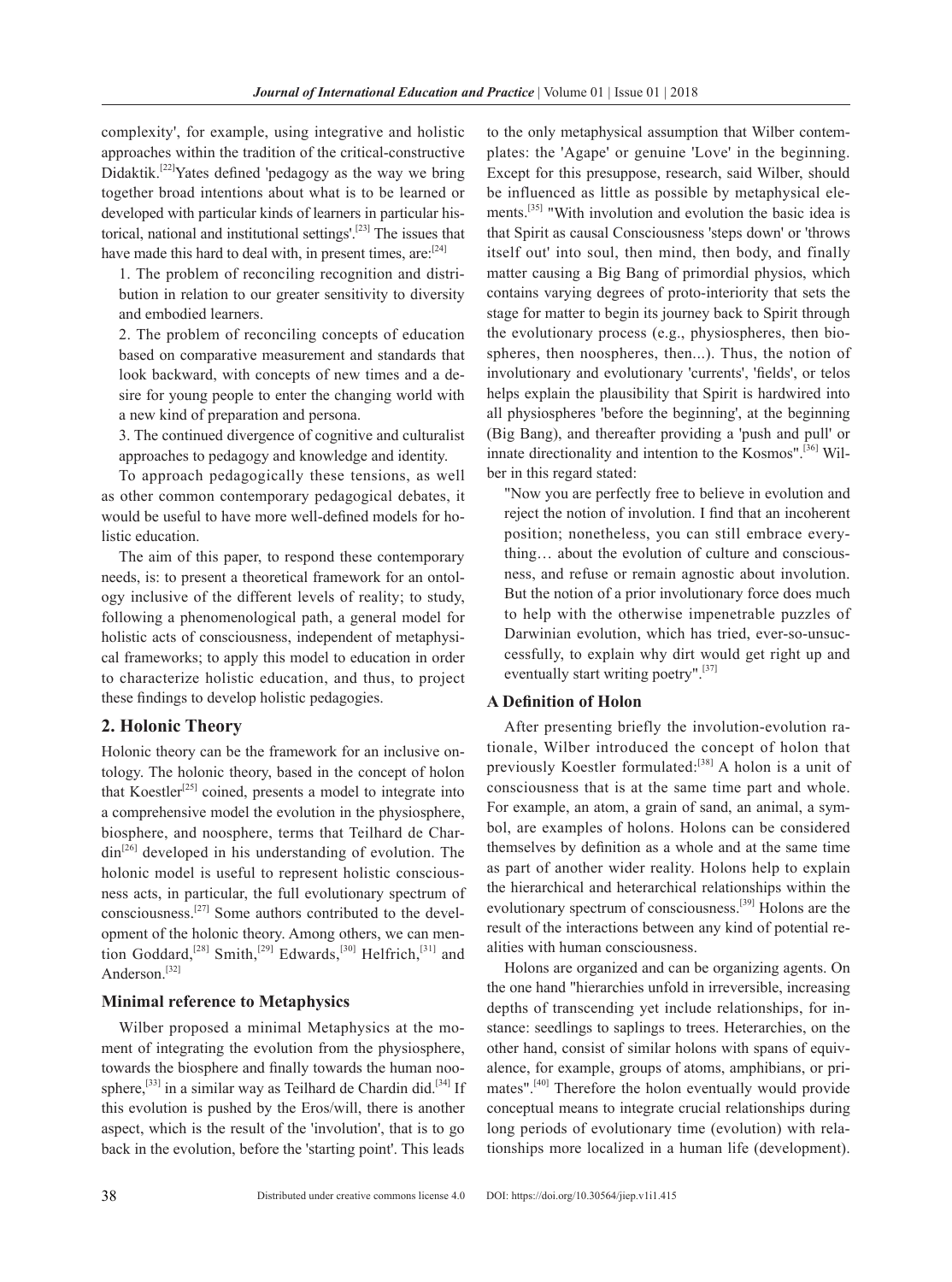complexity', for example, using integrative and holistic approaches within the tradition of the critical-constructive Didaktik.[22]Yates defined 'pedagogy as the way we bring together broad intentions about what is to be learned or developed with particular kinds of learners in particular historical, national and institutional settings'.[23] The issues that have made this hard to deal with, in present times, are:[24]

1. The problem of reconciling recognition and distribution in relation to our greater sensitivity to diversity and embodied learners.

2. The problem of reconciling concepts of education based on comparative measurement and standards that look backward, with concepts of new times and a desire for young people to enter the changing world with a new kind of preparation and persona.

3. The continued divergence of cognitive and culturalist approaches to pedagogy and knowledge and identity.

To approach pedagogically these tensions, as well as other common contemporary pedagogical debates, it would be useful to have more well-defined models for holistic education.

The aim of this paper, to respond these contemporary needs, is: to present a theoretical framework for an ontology inclusive of the different levels of reality; to study, following a phenomenological path, a general model for holistic acts of consciousness, independent of metaphysical frameworks; to apply this model to education in order to characterize holistic education, and thus, to project these findings to develop holistic pedagogies.

## 2. Holonic Theory

Holonic theory can be the framework for an inclusive ontology. The holonic theory, based in the concept of holon that Koestler[25] coined, presents a model to integrate into a comprehensive model the evolution in the physiosphere, biosphere, and noosphere, terms that Teilhard de Chardin[26] developed in his understanding of evolution. The holonic model is useful to represent holistic consciousness acts, in particular, the full evolutionary spectrum of consciousness.[27] Some authors contributed to the development of the holonic theory. Among others, we can mention Goddard,[28] Smith,[29] Edwards,[30] Helfrich,[31] and Anderson.[32]

### Minimal reference to Metaphysics

Wilber proposed a minimal Metaphysics at the moment of integrating the evolution from the physiosphere, towards the biosphere and finally towards the human noosphere,[33] in a similar way as Teilhard de Chardin did.[34] If this evolution is pushed by the Eros/will, there is another aspect, which is the result of the 'involution', that is to go back in the evolution, before the 'starting point'. This leads to the only metaphysical assumption that Wilber contemplates: the 'Agape' or genuine 'Love' in the beginning. Except for this presuppose, research, said Wilber, should be influenced as little as possible by metaphysical elements.[35] "With involution and evolution the basic idea is that Spirit as causal Consciousness 'steps down' or 'throws itself out' into soul, then mind, then body, and finally matter causing a Big Bang of primordial physios, which contains varying degrees of proto-interiority that sets the stage for matter to begin its journey back to Spirit through the evolutionary process (e.g., physiospheres, then biospheres, then noospheres, then...). Thus, the notion of involutionary and evolutionary 'currents', 'fields', or telos helps explain the plausibility that Spirit is hardwired into all physiospheres 'before the beginning', at the beginning (Big Bang), and thereafter providing a 'push and pull' or innate directionality and intention to the Kosmos".[36] Wilber in this regard stated:

> "Now you are perfectly free to believe in evolution and reject the notion of involution. I find that an incoherent position; nonetheless, you can still embrace everything… about the evolution of culture and consciousness, and refuse or remain agnostic about involution. But the notion of a prior involutionary force does much to help with the otherwise impenetrable puzzles of Darwinian evolution, which has tried, ever-so-unsuccessfully, to explain why dirt would get right up and eventually start writing poetry".[37]

### A Definition of Holon

After presenting briefly the involution-evolution rationale, Wilber introduced the concept of holon that previously Koestler formulated:[38] A holon is a unit of consciousness that is at the same time part and whole. For example, an atom, a grain of sand, an animal, a symbol, are examples of holons. Holons can be considered themselves by definition as a whole and at the same time as part of another wider reality. Holons help to explain the hierarchical and heterarchical relationships within the evolutionary spectrum of consciousness.[39] Holons are the result of the interactions between any kind of potential realities with human consciousness.

Holons are organized and can be organizing agents. On the one hand "hierarchies unfold in irreversible, increasing depths of transcending yet include relationships, for instance: seedlings to saplings to trees. Heterarchies, on the other hand, consist of similar holons with spans of equivalence, for example, groups of atoms, amphibians, or primates".[40] Therefore the holon eventually would provide conceptual means to integrate crucial relationships during long periods of evolutionary time (evolution) with relationships more localized in a human life (development).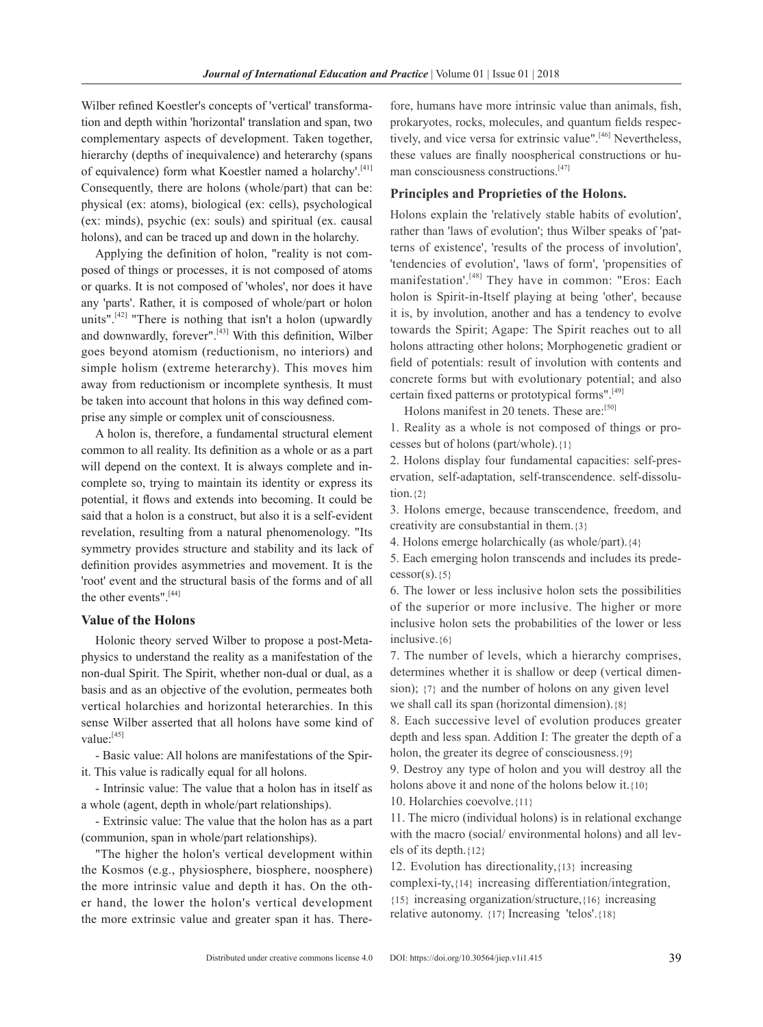Wilber refined Koestler's concepts of 'vertical' transformation and depth within 'horizontal' translation and span, two complementary aspects of development. Taken together, hierarchy (depths of inequivalence) and heterarchy (spans of equivalence) form what Koestler named a holarchy'.[41] Consequently, there are holons (whole/part) that can be: physical (ex: atoms), biological (ex: cells), psychological (ex: minds), psychic (ex: souls) and spiritual (ex. causal holons), and can be traced up and down in the holarchy.

Applying the definition of holon, "reality is not composed of things or processes, it is not composed of atoms or quarks. It is not composed of 'wholes', nor does it have any 'parts'. Rather, it is composed of whole/part or holon units".[42] "There is nothing that isn't a holon (upwardly and downwardly, forever)".[43] With this definition, Wilber goes beyond atomism (reductionism, no interiors) and simple holism (extreme heterarchy). This moves him away from reductionism or incomplete synthesis. It must be taken into account that holons in this way defined comprise any simple or complex unit of consciousness.

A holon is, therefore, a fundamental structural element common to all reality. Its definition as a whole or as a part will depend on the context. It is always complete and incomplete so, trying to maintain its identity or express its potential, it flows and extends into becoming. It could be said that a holon is a construct, but also it is a self-evident revelation, resulting from a natural phenomenology. "Its symmetry provides structure and stability and its lack of definition provides asymmetries and movement. It is the 'root' event and the structural basis of the forms and of all the other events".[44]

### Value of the Holons

Holonic theory served Wilber to propose a post-Metaphysics to understand the reality as a manifestation of the non-dual Spirit. The Spirit, whether non-dual or dual, as a basis and as an objective of the evolution, permeates both vertical holarchies and horizontal heterarchies. In this sense Wilber asserted that all holons have some kind of value:[45]

- Basic value: All holons are manifestations of the Spirit. This value is radically equal for all holons.

- Intrinsic value: The value that a holon has in itself as a whole (agent, depth in whole/part relationships).

- Extrinsic value: The value that the holon has as a part (communion, span in whole/part relationships).

"The higher the holon's vertical development within the Kosmos (e.g., physiosphere, biosphere, noosphere) the more intrinsic value and depth it has. On the other hand, the lower the holon's vertical development the more extrinsic value and greater span it has. Therefore, humans have more intrinsic value than animals, fish, prokaryotes, rocks, molecules, and quantum fields respectively, and vice versa for extrinsic value".[46] Nevertheless, these values are finally noospherical constructions or human consciousness constructions.[47]

### Principles and Proprieties of the Holons.

Holons explain the 'relatively stable habits of evolution', rather than 'laws of evolution'; thus Wilber speaks of 'patterns of existence', 'results of the process of involution', 'tendencies of evolution', 'laws of form', 'propensities of manifestation'.[48] They have in common: "Eros: Each holon is Spirit-in-Itself playing at being 'other', because it is, by involution, another and has a tendency to evolve towards the Spirit; Agape: The Spirit reaches out to all holons attracting other holons; Morphogenetic gradient or field of potentials: result of involution with contents and concrete forms but with evolutionary potential; and also certain fixed patterns or prototypical forms".[49]

Holons manifest in 20 tenets. These are:[50]

1. Reality as a whole is not composed of things or processes but of holons (part/whole).{1}
2. Holons display four fundamental capacities: self-preservation, self-adaptation, self-transcendence. self-dissolution.{2}
3. Holons emerge, because transcendence, freedom, and creativity are consubstantial in them.{3}
4. Holons emerge holarchically (as whole/part).{4}
5. Each emerging holon transcends and includes its predecessor(s).{5}
6. The lower or less inclusive holon sets the possibilities of the superior or more inclusive. The higher or more inclusive holon sets the probabilities of the lower or less inclusive.{6}
7. The number of levels, which a hierarchy comprises, determines whether it is shallow or deep (vertical dimension); {7} and the number of holons on any given level we shall call its span (horizontal dimension).{8}
8. Each successive level of evolution produces greater depth and less span. Addition I: The greater the depth of a holon, the greater its degree of consciousness.{9}
9. Destroy any type of holon and you will destroy all the holons above it and none of the holons below it.{10}
10. Holarchies coevolve.{11}
11. The micro (individual holons) is in relational exchange with the macro (social/ environmental holons) and all levels of its depth.{12}
12. Evolution has directionality,{13} increasing complexi-ty,{14} increasing differentiation/integration,{15} increasing organization/structure,{16} increasing relative autonomy. {17} Increasing 'telos'.{18}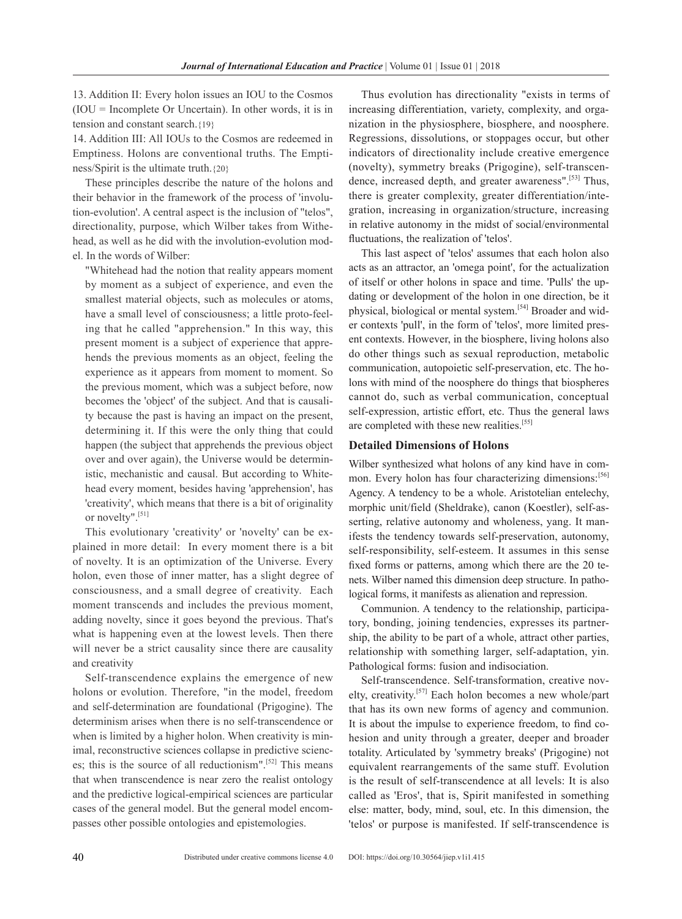13. Addition II: Every holon issues an IOU to the Cosmos (IOU = Incomplete Or Uncertain). In other words, it is in tension and constant search.{19}

14. Addition III: All IOUs to the Cosmos are redeemed in Emptiness. Holons are conventional truths. The Emptiness/Spirit is the ultimate truth.{20}

These principles describe the nature of the holons and their behavior in the framework of the process of 'involution-evolution'. A central aspect is the inclusion of "telos", directionality, purpose, which Wilber takes from Withehead, as well as he did with the involution-evolution model. In the words of Wilber:

> "Whitehead had the notion that reality appears moment by moment as a subject of experience, and even the smallest material objects, such as molecules or atoms, have a small level of consciousness; a little proto-feeling that he called "apprehension." In this way, this present moment is a subject of experience that apprehends the previous moments as an object, feeling the experience as it appears from moment to moment. So the previous moment, which was a subject before, now becomes the 'object' of the subject. And that is causality because the past is having an impact on the present, determining it. If this were the only thing that could happen (the subject that apprehends the previous object over and over again), the Universe would be deterministic, mechanistic and causal. But according to Whitehead every moment, besides having 'apprehension', has 'creativity', which means that there is a bit of originality or novelty".[51]

This evolutionary 'creativity' or 'novelty' can be explained in more detail: In every moment there is a bit of novelty. It is an optimization of the Universe. Every holon, even those of inner matter, has a slight degree of consciousness, and a small degree of creativity. Each moment transcends and includes the previous moment, adding novelty, since it goes beyond the previous. That's what is happening even at the lowest levels. Then there will never be a strict causality since there are causality and creativity

Self-transcendence explains the emergence of new holons or evolution. Therefore, "in the model, freedom and self-determination are foundational (Prigogine). The determinism arises when there is no self-transcendence or when is limited by a higher holon. When creativity is minimal, reconstructive sciences collapse in predictive sciences; this is the source of all reductionism".[52] This means that when transcendence is near zero the realist ontology and the predictive logical-empirical sciences are particular cases of the general model. But the general model encompasses other possible ontologies and epistemologies.

Thus evolution has directionality "exists in terms of increasing differentiation, variety, complexity, and organization in the physiosphere, biosphere, and noosphere. Regressions, dissolutions, or stoppages occur, but other indicators of directionality include creative emergence (novelty), symmetry breaks (Prigogine), self-transcendence, increased depth, and greater awareness".[53] Thus, there is greater complexity, greater differentiation/integration, increasing in organization/structure, increasing in relative autonomy in the midst of social/environmental fluctuations, the realization of 'telos'.

This last aspect of 'telos' assumes that each holon also acts as an attractor, an 'omega point', for the actualization of itself or other holons in space and time. 'Pulls' the updating or development of the holon in one direction, be it physical, biological or mental system.[54] Broader and wider contexts 'pull', in the form of 'telos', more limited present contexts. However, in the biosphere, living holons also do other things such as sexual reproduction, metabolic communication, autopoietic self-preservation, etc. The holons with mind of the noosphere do things that biospheres cannot do, such as verbal communication, conceptual self-expression, artistic effort, etc. Thus the general laws are completed with these new realities.[55]

### Detailed Dimensions of Holons

Wilber synthesized what holons of any kind have in common. Every holon has four characterizing dimensions:[56]

Agency. A tendency to be a whole. Aristotelian entelechy, morphic unit/field (Sheldrake), canon (Koestler), self-asserting, relative autonomy and wholeness, yang. It manifests the tendency towards self-preservation, autonomy, self-responsibility, self-esteem. It assumes in this sense fixed forms or patterns, among which there are the 20 tenets. Wilber named this dimension deep structure. In pathological forms, it manifests as alienation and repression.

Communion. A tendency to the relationship, participatory, bonding, joining tendencies, expresses its partnership, the ability to be part of a whole, attract other parties, relationship with something larger, self-adaptation, yin. Pathological forms: fusion and indisociation.

Self-transcendence. Self-transformation, creative novelty, creativity.[57] Each holon becomes a new whole/part that has its own new forms of agency and communion. It is about the impulse to experience freedom, to find cohesion and unity through a greater, deeper and broader totality. Articulated by 'symmetry breaks' (Prigogine) not equivalent rearrangements of the same stuff. Evolution is the result of self-transcendence at all levels: It is also called as 'Eros', that is, Spirit manifested in something else: matter, body, mind, soul, etc. In this dimension, the 'telos' or purpose is manifested. If self-transcendence is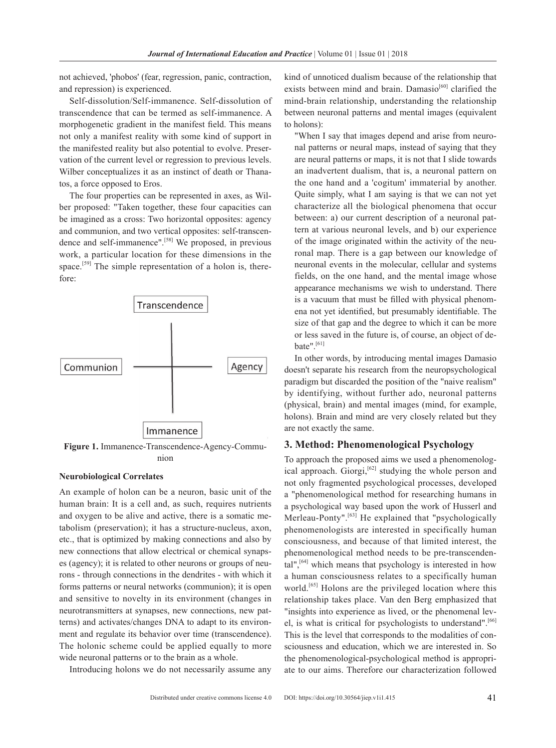not achieved, 'phobos' (fear, regression, panic, contraction, and repression) is experienced.

Self-dissolution/Self-immanence. Self-dissolution of transcendence that can be termed as self-immanence. A morphogenetic gradient in the manifest field. This means not only a manifest reality with some kind of support in the manifested reality but also potential to evolve. Preservation of the current level or regression to previous levels. Wilber conceptualizes it as an instinct of death or Thanatos, a force opposed to Eros.

The four properties can be represented in axes, as Wilber proposed: "Taken together, these four capacities can be imagined as a cross: Two horizontal opposites: agency and communion, and two vertical opposites: self-transcendence and self-immanence".[58] We proposed, in previous work, a particular location for these dimensions in the space.[59] The simple representation of a holon is, therefore:

Transcendence

Communion — Agency

Immanence

**Figure 1.** Immanence-Transcendence-Agency-Communion

**Neurobiological Correlates**

An example of holon can be a neuron, basic unit of the human brain: It is a cell and, as such, requires nutrients and oxygen to be alive and active, there is a somatic metabolism (preservation); it has a structure-nucleus, axon, etc., that is optimized by making connections and also by new connections that allow electrical or chemical synapses (agency); it is related to other neurons or groups of neurons - through connections in the dendrites - with which it forms patterns or neural networks (communion); it is open and sensitive to novelty in its environment (changes in neurotransmitters at synapses, new connections, new patterns) and activates/changes DNA to adapt to its environment and regulate its behavior over time (transcendence). The holonic scheme could be applied equally to more wide neuronal patterns or to the brain as a whole.

Introducing holons we do not necessarily assume any kind of unnoticed dualism because of the relationship that exists between mind and brain. Damasio[60] clarified the mind-brain relationship, understanding the relationship between neuronal patterns and mental images (equivalent to holons):

> "When I say that images depend and arise from neuronal patterns or neural maps, instead of saying that they are neural patterns or maps, it is not that I slide towards an inadvertent dualism, that is, a neuronal pattern on the one hand and a 'cogitum' immaterial by another. Quite simply, what I am saying is that we can not yet characterize all the biological phenomena that occur between: a) our current description of a neuronal pattern at various neuronal levels, and b) our experience of the image originated within the activity of the neuronal map. There is a gap between our knowledge of neuronal events in the molecular, cellular and systems fields, on the one hand, and the mental image whose appearance mechanisms we wish to understand. There is a vacuum that must be filled with physical phenomena not yet identified, but presumably identifiable. The size of that gap and the degree to which it can be more or less saved in the future is, of course, an object of debate".[61]

In other words, by introducing mental images Damasio doesn't separate his research from the neuropsychological paradigm but discarded the position of the "naive realism" by identifying, without further ado, neuronal patterns (physical, brain) and mental images (mind, for example, holons). Brain and mind are very closely related but they are not exactly the same.

## 3. Method: Phenomenological Psychology

To approach the proposed aims we used a phenomenological approach. Giorgi,[62] studying the whole person and not only fragmented psychological processes, developed a "phenomenological method for researching humans in a psychological way based upon the work of Husserl and Merleau-Ponty".[63] He explained that "psychologically phenomenologists are interested in specifically human consciousness, and because of that limited interest, the phenomenological method needs to be pre-transcendental",[64] which means that psychology is interested in how a human consciousness relates to a specifically human world.[65] Holons are the privileged location where this relationship takes place. Van den Berg emphasized that "insights into experience as lived, or the phenomenal level, is what is critical for psychologists to understand".[66] This is the level that corresponds to the modalities of consciousness and education, which we are interested in. So the phenomenological-psychological method is appropriate to our aims. Therefore our characterization followed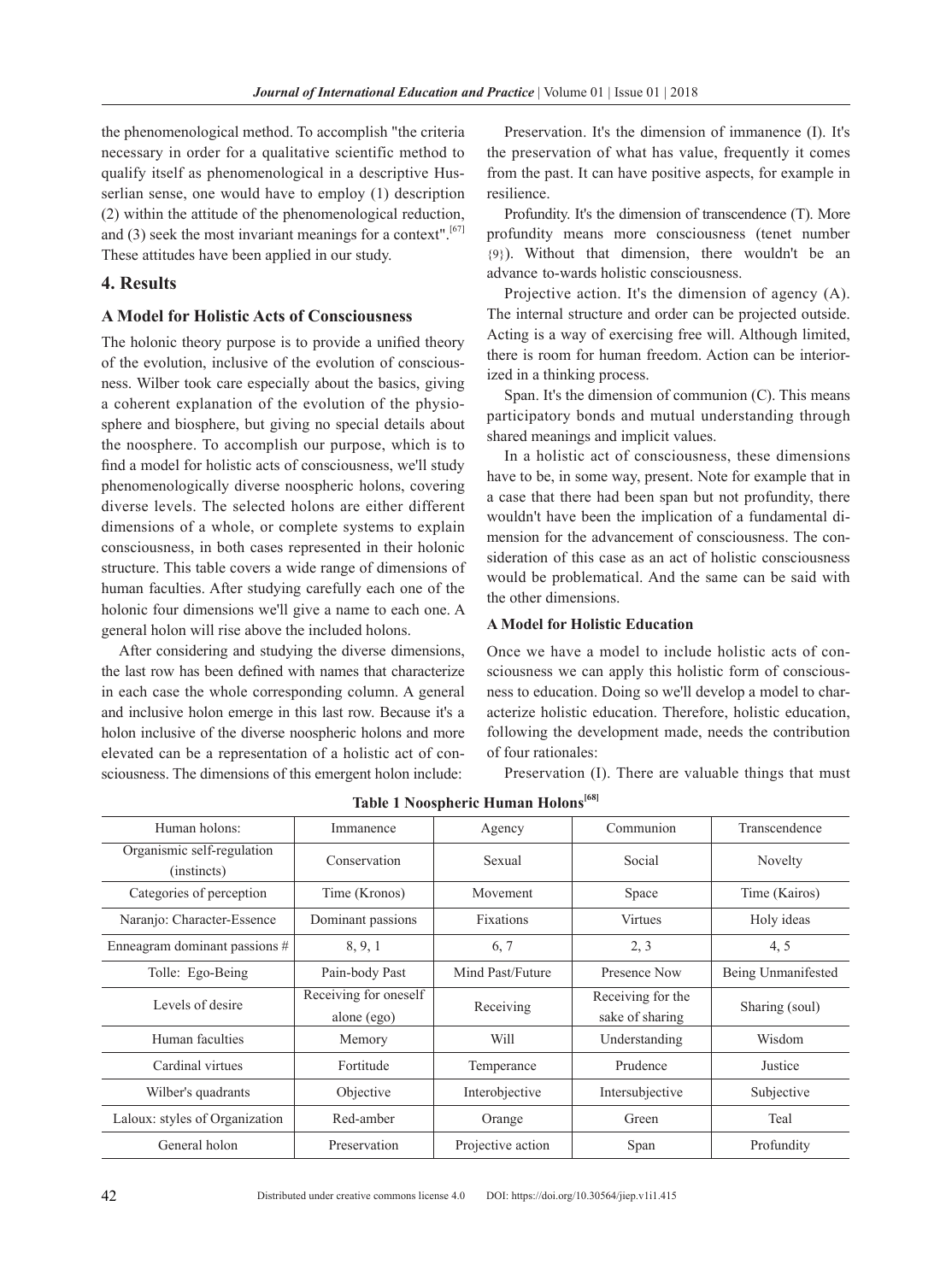the phenomenological method. To accomplish "the criteria necessary in order for a qualitative scientific method to qualify itself as phenomenological in a descriptive Husserlian sense, one would have to employ (1) description (2) within the attitude of the phenomenological reduction, and (3) seek the most invariant meanings for a context".[67] These attitudes have been applied in our study.

## 4. Results

### A Model for Holistic Acts of Consciousness

The holonic theory purpose is to provide a unified theory of the evolution, inclusive of the evolution of consciousness. Wilber took care especially about the basics, giving a coherent explanation of the evolution of the physiosphere and biosphere, but giving no special details about the noosphere. To accomplish our purpose, which is to find a model for holistic acts of consciousness, we'll study phenomenologically diverse noospheric holons, covering diverse levels. The selected holons are either different dimensions of a whole, or complete systems to explain consciousness, in both cases represented in their holonic structure. This table covers a wide range of dimensions of human faculties. After studying carefully each one of the holonic four dimensions we'll give a name to each one. A general holon will rise above the included holons.

After considering and studying the diverse dimensions, the last row has been defined with names that characterize in each case the whole corresponding column. A general and inclusive holon emerge in this last row. Because it's a holon inclusive of the diverse noospheric holons and more elevated can be a representation of a holistic act of consciousness. The dimensions of this emergent holon include:

Preservation. It's the dimension of immanence (I). It's the preservation of what has value, frequently it comes from the past. It can have positive aspects, for example in resilience.

Profundity. It's the dimension of transcendence (T). More profundity means more consciousness (tenet number {9}). Without that dimension, there wouldn't be an advance to-wards holistic consciousness.

Projective action. It's the dimension of agency (A). The internal structure and order can be projected outside. Acting is a way of exercising free will. Although limited, there is room for human freedom. Action can be interiorized in a thinking process.

Span. It's the dimension of communion (C). This means participatory bonds and mutual understanding through shared meanings and implicit values.

In a holistic act of consciousness, these dimensions have to be, in some way, present. Note for example that in a case that there had been span but not profundity, there wouldn't have been the implication of a fundamental dimension for the advancement of consciousness. The consideration of this case as an act of holistic consciousness would be problematical. And the same can be said with the other dimensions.

### A Model for Holistic Education

Once we have a model to include holistic acts of consciousness we can apply this holistic form of consciousness to education. Doing so we'll develop a model to characterize holistic education. Therefore, holistic education, following the development made, needs the contribution of four rationales:

Preservation (I). There are valuable things that must

**Table 1 Noospheric Human Holons[68]**

| Human holons: | Immanence | Agency | Communion | Transcendence |
|---|---|---|---|---|
| Organismic self-regulation (instincts) | Conservation | Sexual | Social | Novelty |
| Categories of perception | Time (Kronos) | Movement | Space | Time (Kairos) |
| Naranjo: Character-Essence | Dominant passions | Fixations | Virtues | Holy ideas |
| Enneagram dominant passions # | 8, 9, 1 | 6, 7 | 2, 3 | 4, 5 |
| Tolle: Ego-Being | Pain-body Past | Mind Past/Future | Presence Now | Being Unmanifested |
| Levels of desire | Receiving for oneself alone (ego) | Receiving | Receiving for the sake of sharing | Sharing (soul) |
| Human faculties | Memory | Will | Understanding | Wisdom |
| Cardinal virtues | Fortitude | Temperance | Prudence | Justice |
| Wilber's quadrants | Objective | Interobjective | Intersubjective | Subjective |
| Laloux: styles of Organization | Red-amber | Orange | Green | Teal |
| General holon | Preservation | Projective action | Span | Profundity |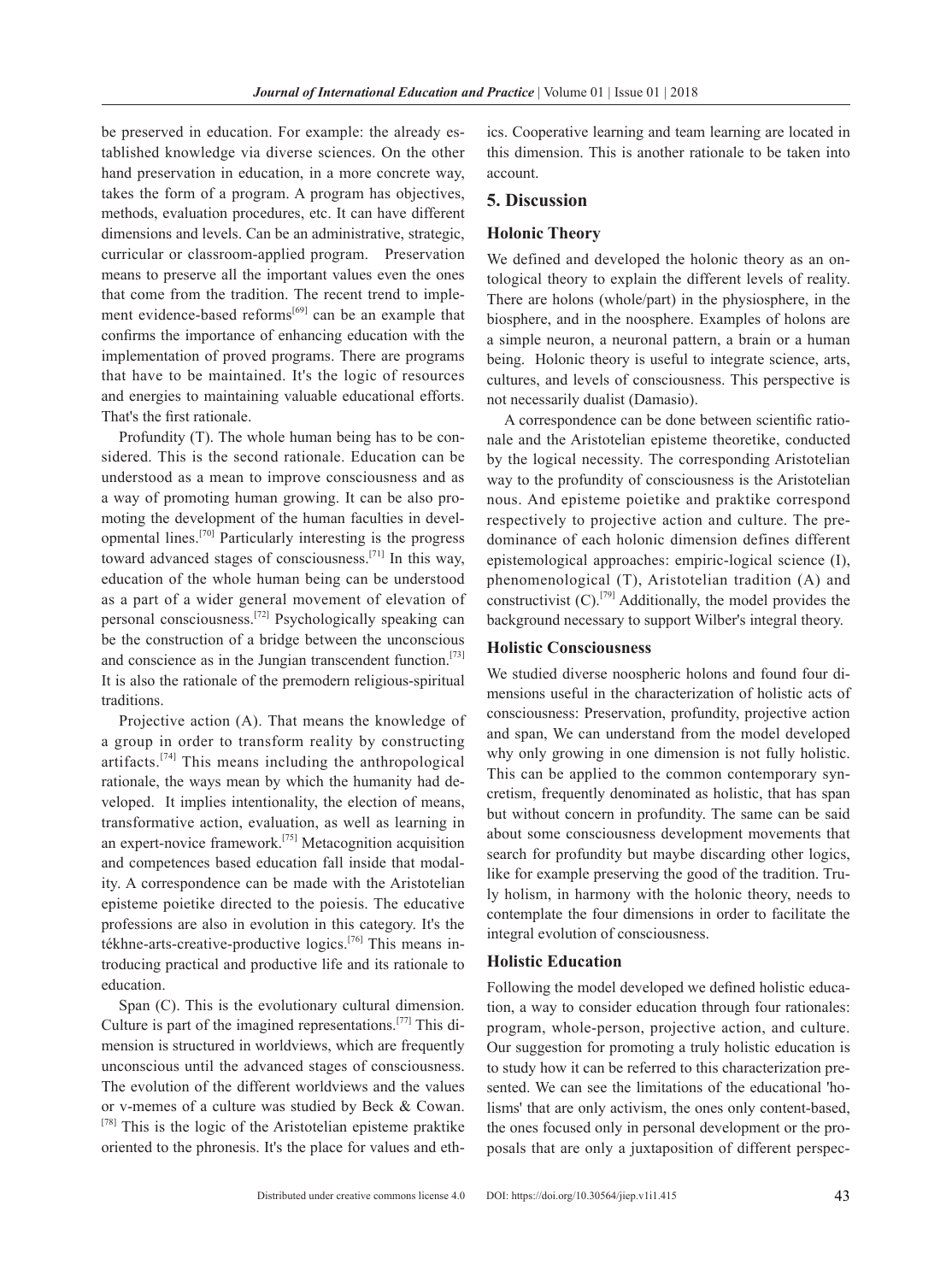be preserved in education. For example: the already established knowledge via diverse sciences. On the other hand preservation in education, in a more concrete way, takes the form of a program. A program has objectives, methods, evaluation procedures, etc. It can have different dimensions and levels. Can be an administrative, strategic, curricular or classroom-applied program. Preservation means to preserve all the important values even the ones that come from the tradition. The recent trend to implement evidence-based reforms[69] can be an example that confirms the importance of enhancing education with the implementation of proved programs. There are programs that have to be maintained. It's the logic of resources and energies to maintaining valuable educational efforts. That's the first rationale.

Profundity (T). The whole human being has to be considered. This is the second rationale. Education can be understood as a mean to improve consciousness and as a way of promoting human growing. It can be also promoting the development of the human faculties in developmental lines.[70] Particularly interesting is the progress toward advanced stages of consciousness.[71] In this way, education of the whole human being can be understood as a part of a wider general movement of elevation of personal consciousness.[72] Psychologically speaking can be the construction of a bridge between the unconscious and conscience as in the Jungian transcendent function.[73] It is also the rationale of the premodern religious-spiritual traditions.

Projective action (A). That means the knowledge of a group in order to transform reality by constructing artifacts.[74] This means including the anthropological rationale, the ways mean by which the humanity had developed. It implies intentionality, the election of means, transformative action, evaluation, as well as learning in an expert-novice framework.[75] Metacognition acquisition and competences based education fall inside that modality. A correspondence can be made with the Aristotelian episteme poietike directed to the poiesis. The educative professions are also in evolution in this category. It's the tékhne-arts-creative-productive logics.[76] This means introducing practical and productive life and its rationale to education.

Span (C). This is the evolutionary cultural dimension. Culture is part of the imagined representations.[77] This dimension is structured in worldviews, which are frequently unconscious until the advanced stages of consciousness. The evolution of the different worldviews and the values or v-memes of a culture was studied by Beck & Cowan.[78] This is the logic of the Aristotelian episteme praktike oriented to the phronesis. It's the place for values and ethics. Cooperative learning and team learning are located in this dimension. This is another rationale to be taken into account.

## 5. Discussion

### Holonic Theory

We defined and developed the holonic theory as an ontological theory to explain the different levels of reality. There are holons (whole/part) in the physiosphere, in the biosphere, and in the noosphere. Examples of holons are a simple neuron, a neuronal pattern, a brain or a human being. Holonic theory is useful to integrate science, arts, cultures, and levels of consciousness. This perspective is not necessarily dualist (Damasio).

A correspondence can be done between scientific rationale and the Aristotelian episteme theoretike, conducted by the logical necessity. The corresponding Aristotelian way to the profundity of consciousness is the Aristotelian nous. And episteme poietike and praktike correspond respectively to projective action and culture. The predominance of each holonic dimension defines different epistemological approaches: empiric-logical science (I), phenomenological (T), Aristotelian tradition (A) and constructivist (C).[79] Additionally, the model provides the background necessary to support Wilber's integral theory.

### Holistic Consciousness

We studied diverse noospheric holons and found four dimensions useful in the characterization of holistic acts of consciousness: Preservation, profundity, projective action and span, We can understand from the model developed why only growing in one dimension is not fully holistic. This can be applied to the common contemporary syncretism, frequently denominated as holistic, that has span but without concern in profundity. The same can be said about some consciousness development movements that search for profundity but maybe discarding other logics, like for example preserving the good of the tradition. Truly holism, in harmony with the holonic theory, needs to contemplate the four dimensions in order to facilitate the integral evolution of consciousness.

### Holistic Education

Following the model developed we defined holistic education, a way to consider education through four rationales: program, whole-person, projective action, and culture. Our suggestion for promoting a truly holistic education is to study how it can be referred to this characterization presented. We can see the limitations of the educational 'holisms' that are only activism, the ones only content-based, the ones focused only in personal development or the proposals that are only a juxtaposition of different perspec-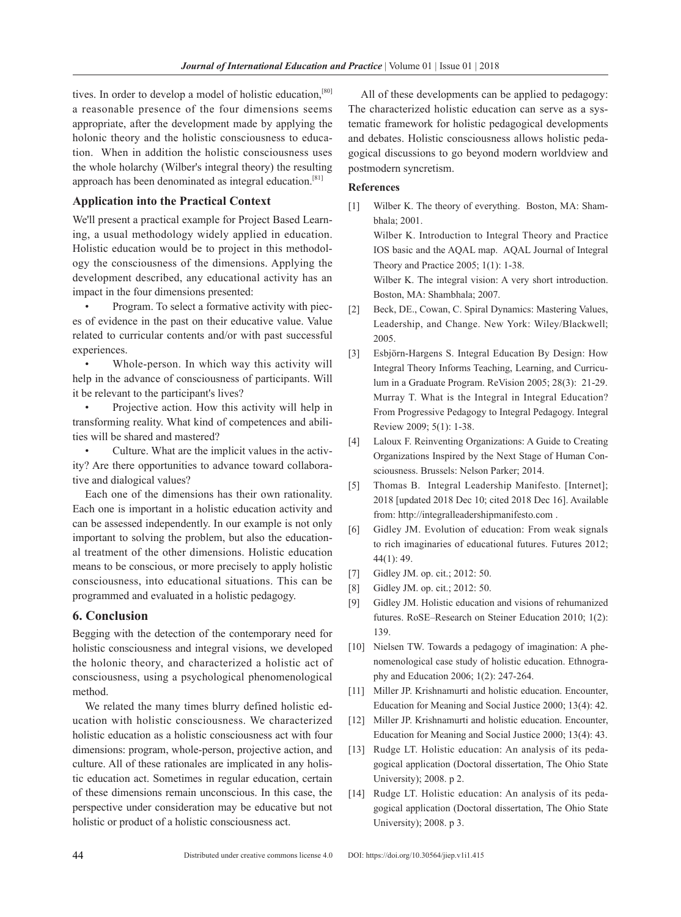tives. In order to develop a model of holistic education,[80] a reasonable presence of the four dimensions seems appropriate, after the development made by applying the holonic theory and the holistic consciousness to education. When in addition the holistic consciousness uses the whole holarchy (Wilber's integral theory) the resulting approach has been denominated as integral education.[81]

### Application into the Practical Context

We'll present a practical example for Project Based Learning, a usual methodology widely applied in education. Holistic education would be to project in this methodology the consciousness of the dimensions. Applying the development described, any educational activity has an impact in the four dimensions presented:

- Program. To select a formative activity with pieces of evidence in the past on their educative value. Value related to curricular contents and/or with past successful experiences.
- Whole-person. In which way this activity will help in the advance of consciousness of participants. Will it be relevant to the participant's lives?
- Projective action. How this activity will help in transforming reality. What kind of competences and abilities will be shared and mastered?
- Culture. What are the implicit values in the activity? Are there opportunities to advance toward collaborative and dialogical values?

Each one of the dimensions has their own rationality. Each one is important in a holistic education activity and can be assessed independently. In our example is not only important to solving the problem, but also the educational treatment of the other dimensions. Holistic education means to be conscious, or more precisely to apply holistic consciousness, into educational situations. This can be programmed and evaluated in a holistic pedagogy.

## 6. Conclusion

Begging with the detection of the contemporary need for holistic consciousness and integral visions, we developed the holonic theory, and characterized a holistic act of consciousness, using a psychological phenomenological method.

We related the many times blurry defined holistic education with holistic consciousness. We characterized holistic education as a holistic consciousness act with four dimensions: program, whole-person, projective action, and culture. All of these rationales are implicated in any holistic education act. Sometimes in regular education, certain of these dimensions remain unconscious. In this case, the perspective under consideration may be educative but not holistic or product of a holistic consciousness act.

All of these developments can be applied to pedagogy: The characterized holistic education can serve as a systematic framework for holistic pedagogical developments and debates. Holistic consciousness allows holistic pedagogical discussions to go beyond modern worldview and postmodern syncretism.

### References

[1] Wilber K. The theory of everything. Boston, MA: Shambhala; 2001.
Wilber K. Introduction to Integral Theory and Practice IOS basic and the AQAL map. AQAL Journal of Integral Theory and Practice 2005; 1(1): 1-38.
Wilber K. The integral vision: A very short introduction. Boston, MA: Shambhala; 2007.

[2] Beck, DE., Cowan, C. Spiral Dynamics: Mastering Values, Leadership, and Change. New York: Wiley/Blackwell; 2005.

[3] Esbjörn-Hargens S. Integral Education By Design: How Integral Theory Informs Teaching, Learning, and Curriculum in a Graduate Program. ReVision 2005; 28(3): 21-29.
Murray T. What is the Integral in Integral Education? From Progressive Pedagogy to Integral Pedagogy. Integral Review 2009; 5(1): 1-38.

[4] Laloux F. Reinventing Organizations: A Guide to Creating Organizations Inspired by the Next Stage of Human Consciousness. Brussels: Nelson Parker; 2014.

[5] Thomas B. Integral Leadership Manifesto. [Internet]; 2018 [updated 2018 Dec 10; cited 2018 Dec 16]. Available from: http://integralleadershipmanifesto.com .

[6] Gidley JM. Evolution of education: From weak signals to rich imaginaries of educational futures. Futures 2012; 44(1): 49.

[7] Gidley JM. op. cit.; 2012: 50.

[8] Gidley JM. op. cit.; 2012: 50.

[9] Gidley JM. Holistic education and visions of rehumanized futures. RoSE–Research on Steiner Education 2010; 1(2): 139.

[10] Nielsen TW. Towards a pedagogy of imagination: A phenomenological case study of holistic education. Ethnography and Education 2006; 1(2): 247-264.

[11] Miller JP. Krishnamurti and holistic education. Encounter, Education for Meaning and Social Justice 2000; 13(4): 42.

[12] Miller JP. Krishnamurti and holistic education. Encounter, Education for Meaning and Social Justice 2000; 13(4): 43.

[13] Rudge LT. Holistic education: An analysis of its pedagogical application (Doctoral dissertation, The Ohio State University); 2008. p 2.

[14] Rudge LT. Holistic education: An analysis of its pedagogical application (Doctoral dissertation, The Ohio State University); 2008. p 3.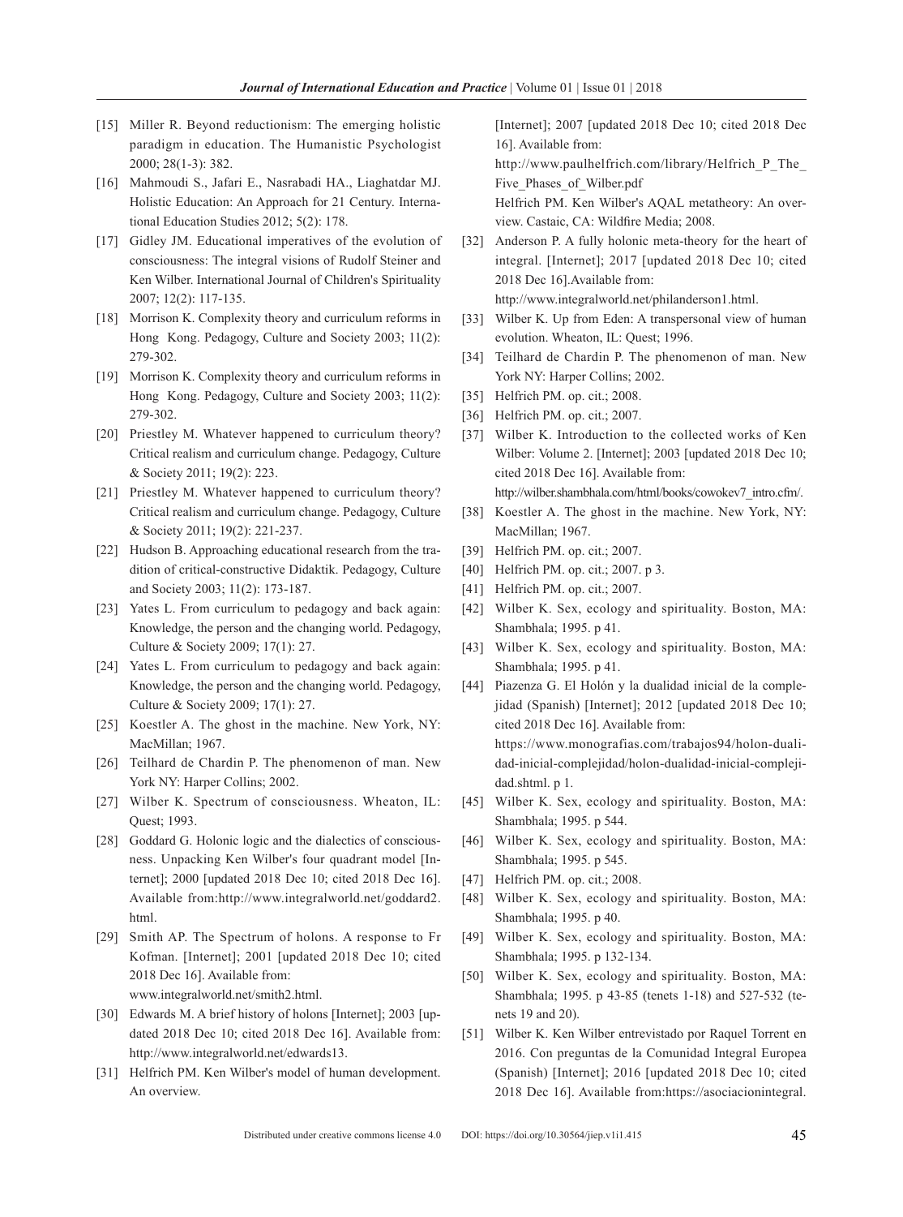[15] Miller R. Beyond reductionism: The emerging holistic paradigm in education. The Humanistic Psychologist 2000; 28(1-3): 382.

[16] Mahmoudi S., Jafari E., Nasrabadi HA., Liaghatdar MJ. Holistic Education: An Approach for 21 Century. International Education Studies 2012; 5(2): 178.

[17] Gidley JM. Educational imperatives of the evolution of consciousness: The integral visions of Rudolf Steiner and Ken Wilber. International Journal of Children's Spirituality 2007; 12(2): 117-135.

[18] Morrison K. Complexity theory and curriculum reforms in Hong Kong. Pedagogy, Culture and Society 2003; 11(2): 279-302.

[19] Morrison K. Complexity theory and curriculum reforms in Hong Kong. Pedagogy, Culture and Society 2003; 11(2): 279-302.

[20] Priestley M. Whatever happened to curriculum theory? Critical realism and curriculum change. Pedagogy, Culture & Society 2011; 19(2): 223.

[21] Priestley M. Whatever happened to curriculum theory? Critical realism and curriculum change. Pedagogy, Culture & Society 2011; 19(2): 221-237.

[22] Hudson B. Approaching educational research from the tradition of critical-constructive Didaktik. Pedagogy, Culture and Society 2003; 11(2): 173-187.

[23] Yates L. From curriculum to pedagogy and back again: Knowledge, the person and the changing world. Pedagogy, Culture & Society 2009; 17(1): 27.

[24] Yates L. From curriculum to pedagogy and back again: Knowledge, the person and the changing world. Pedagogy, Culture & Society 2009; 17(1): 27.

[25] Koestler A. The ghost in the machine. New York, NY: MacMillan; 1967.

[26] Teilhard de Chardin P. The phenomenon of man. New York NY: Harper Collins; 2002.

[27] Wilber K. Spectrum of consciousness. Wheaton, IL: Quest; 1993.

[28] Goddard G. Holonic logic and the dialectics of consciousness. Unpacking Ken Wilber's four quadrant model [Internet]; 2000 [updated 2018 Dec 10; cited 2018 Dec 16]. Available from:http://www.integralworld.net/goddard2.html.

[29] Smith AP. The Spectrum of holons. A response to Fr Kofman. [Internet]; 2001 [updated 2018 Dec 10; cited 2018 Dec 16]. Available from: www.integralworld.net/smith2.html.

[30] Edwards M. A brief history of holons [Internet]; 2003 [updated 2018 Dec 10; cited 2018 Dec 16]. Available from: http://www.integralworld.net/edwards13.

[31] Helfrich PM. Ken Wilber's model of human development. An overview. [Internet]; 2007 [updated 2018 Dec 10; cited 2018 Dec 16]. Available from: http://www.paulhelfrich.com/library/Helfrich_P_The_Five_Phases_of_Wilber.pdf
Helfrich PM. Ken Wilber's AQAL metatheory: An overview. Castaic, CA: Wildfire Media; 2008.

[32] Anderson P. A fully holonic meta-theory for the heart of integral. [Internet]; 2017 [updated 2018 Dec 10; cited 2018 Dec 16].Available from: http://www.integralworld.net/philanderson1.html.

[33] Wilber K. Up from Eden: A transpersonal view of human evolution. Wheaton, IL: Quest; 1996.

[34] Teilhard de Chardin P. The phenomenon of man. New York NY: Harper Collins; 2002.

[35] Helfrich PM. op. cit.; 2008.

[36] Helfrich PM. op. cit.; 2007.

[37] Wilber K. Introduction to the collected works of Ken Wilber: Volume 2. [Internet]; 2003 [updated 2018 Dec 10; cited 2018 Dec 16]. Available from: http://wilber.shambhala.com/html/books/cowokev7_intro.cfm/.

[38] Koestler A. The ghost in the machine. New York, NY: MacMillan; 1967.

[39] Helfrich PM. op. cit.; 2007.

[40] Helfrich PM. op. cit.; 2007. p 3.

[41] Helfrich PM. op. cit.; 2007.

[42] Wilber K. Sex, ecology and spirituality. Boston, MA: Shambhala; 1995. p 41.

[43] Wilber K. Sex, ecology and spirituality. Boston, MA: Shambhala; 1995. p 41.

[44] Piazenza G. El Holón y la dualidad inicial de la complejidad (Spanish) [Internet]; 2012 [updated 2018 Dec 10; cited 2018 Dec 16]. Available from: https://www.monografias.com/trabajos94/holon-dualidad-inicial-complejidad/holon-dualidad-inicial-complejidad.shtml. p 1.

[45] Wilber K. Sex, ecology and spirituality. Boston, MA: Shambhala; 1995. p 544.

[46] Wilber K. Sex, ecology and spirituality. Boston, MA: Shambhala; 1995. p 545.

[47] Helfrich PM. op. cit.; 2008.

[48] Wilber K. Sex, ecology and spirituality. Boston, MA: Shambhala; 1995. p 40.

[49] Wilber K. Sex, ecology and spirituality. Boston, MA: Shambhala; 1995. p 132-134.

[50] Wilber K. Sex, ecology and spirituality. Boston, MA: Shambhala; 1995. p 43-85 (tenets 1-18) and 527-532 (tenets 19 and 20).

[51] Wilber K. Ken Wilber entrevistado por Raquel Torrent en 2016. Con preguntas de la Comunidad Integral Europea (Spanish) [Internet]; 2016 [updated 2018 Dec 10; cited 2018 Dec 16]. Available from:https://asociacionintegral.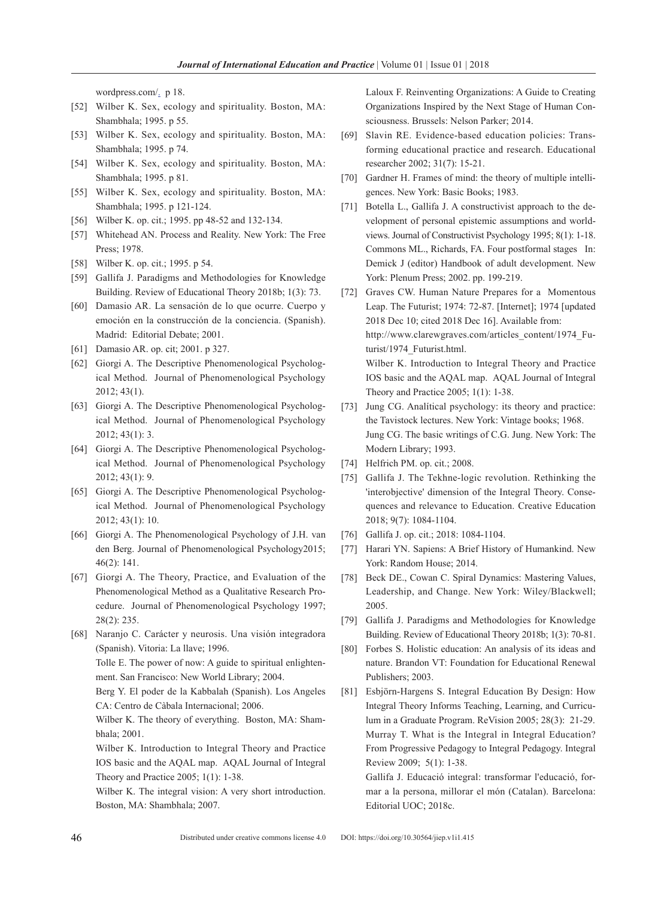wordpress.com/. p 18.

[52] Wilber K. Sex, ecology and spirituality. Boston, MA: Shambhala; 1995. p 55.

[53] Wilber K. Sex, ecology and spirituality. Boston, MA: Shambhala; 1995. p 74.

[54] Wilber K. Sex, ecology and spirituality. Boston, MA: Shambhala; 1995. p 81.

[55] Wilber K. Sex, ecology and spirituality. Boston, MA: Shambhala; 1995. p 121-124.

[56] Wilber K. op. cit.; 1995. pp 48-52 and 132-134.

[57] Whitehead AN. Process and Reality. New York: The Free Press; 1978.

[58] Wilber K. op. cit.; 1995. p 54.

[59] Gallifa J. Paradigms and Methodologies for Knowledge Building. Review of Educational Theory 2018b; 1(3): 73.

[60] Damasio AR. La sensación de lo que ocurre. Cuerpo y emoción en la construcción de la conciencia. (Spanish). Madrid: Editorial Debate; 2001.

[61] Damasio AR. op. cit; 2001. p 327.

[62] Giorgi A. The Descriptive Phenomenological Psychological Method. Journal of Phenomenological Psychology 2012; 43(1).

[63] Giorgi A. The Descriptive Phenomenological Psychological Method. Journal of Phenomenological Psychology 2012; 43(1): 3.

[64] Giorgi A. The Descriptive Phenomenological Psychological Method. Journal of Phenomenological Psychology 2012; 43(1): 9.

[65] Giorgi A. The Descriptive Phenomenological Psychological Method. Journal of Phenomenological Psychology 2012; 43(1): 10.

[66] Giorgi A. The Phenomenological Psychology of J.H. van den Berg. Journal of Phenomenological Psychology2015; 46(2): 141.

[67] Giorgi A. The Theory, Practice, and Evaluation of the Phenomenological Method as a Qualitative Research Procedure. Journal of Phenomenological Psychology 1997; 28(2): 235.

[68] Naranjo C. Carácter y neurosis. Una visión integradora (Spanish). Vitoria: La llave; 1996.
Tolle E. The power of now: A guide to spiritual enlightenment. San Francisco: New World Library; 2004.
Berg Y. El poder de la Kabbalah (Spanish). Los Angeles CA: Centro de Càbala Internacional; 2006.
Wilber K. The theory of everything. Boston, MA: Shambhala; 2001.
Wilber K. Introduction to Integral Theory and Practice IOS basic and the AQAL map. AQAL Journal of Integral Theory and Practice 2005; 1(1): 1-38.
Wilber K. The integral vision: A very short introduction. Boston, MA: Shambhala; 2007.
Laloux F. Reinventing Organizations: A Guide to Creating Organizations Inspired by the Next Stage of Human Consciousness. Brussels: Nelson Parker; 2014.

[69] Slavin RE. Evidence-based education policies: Transforming educational practice and research. Educational researcher 2002; 31(7): 15-21.

[70] Gardner H. Frames of mind: the theory of multiple intelligences. New York: Basic Books; 1983.

[71] Botella L., Gallifa J. A constructivist approach to the development of personal epistemic assumptions and worldviews. Journal of Constructivist Psychology 1995; 8(1): 1-18.
Commons ML., Richards, FA. Four postformal stages In: Demick J (editor) Handbook of adult development. New York: Plenum Press; 2002. pp. 199-219.

[72] Graves CW. Human Nature Prepares for a Momentous Leap. The Futurist; 1974: 72-87. [Internet]; 1974 [updated 2018 Dec 10; cited 2018 Dec 16]. Available from: http://www.clarewgraves.com/articles_content/1974_Futurist/1974_Futurist.html.
Wilber K. Introduction to Integral Theory and Practice IOS basic and the AQAL map. AQAL Journal of Integral Theory and Practice 2005; 1(1): 1-38.

[73] Jung CG. Analitical psychology: its theory and practice: the Tavistock lectures. New York: Vintage books; 1968.
Jung CG. The basic writings of C.G. Jung. New York: The Modern Library; 1993.

[74] Helfrich PM. op. cit.; 2008.

[75] Gallifa J. The Tekhne-logic revolution. Rethinking the 'interobjective' dimension of the Integral Theory. Consequences and relevance to Education. Creative Education 2018; 9(7): 1084-1104.

[76] Gallifa J. op. cit.; 2018: 1084-1104.

[77] Harari YN. Sapiens: A Brief History of Humankind. New York: Random House; 2014.

[78] Beck DE., Cowan C. Spiral Dynamics: Mastering Values, Leadership, and Change. New York: Wiley/Blackwell; 2005.

[79] Gallifa J. Paradigms and Methodologies for Knowledge Building. Review of Educational Theory 2018b; 1(3): 70-81.

[80] Forbes S. Holistic education: An analysis of its ideas and nature. Brandon VT: Foundation for Educational Renewal Publishers; 2003.

[81] Esbjörn-Hargens S. Integral Education By Design: How Integral Theory Informs Teaching, Learning, and Curriculum in a Graduate Program. ReVision 2005; 28(3): 21-29.
Murray T. What is the Integral in Integral Education? From Progressive Pedagogy to Integral Pedagogy. Integral Review 2009; 5(1): 1-38.
Gallifa J. Educació integral: transformar l'educació, formar a la persona, millorar el món (Catalan). Barcelona: Editorial UOC; 2018c.